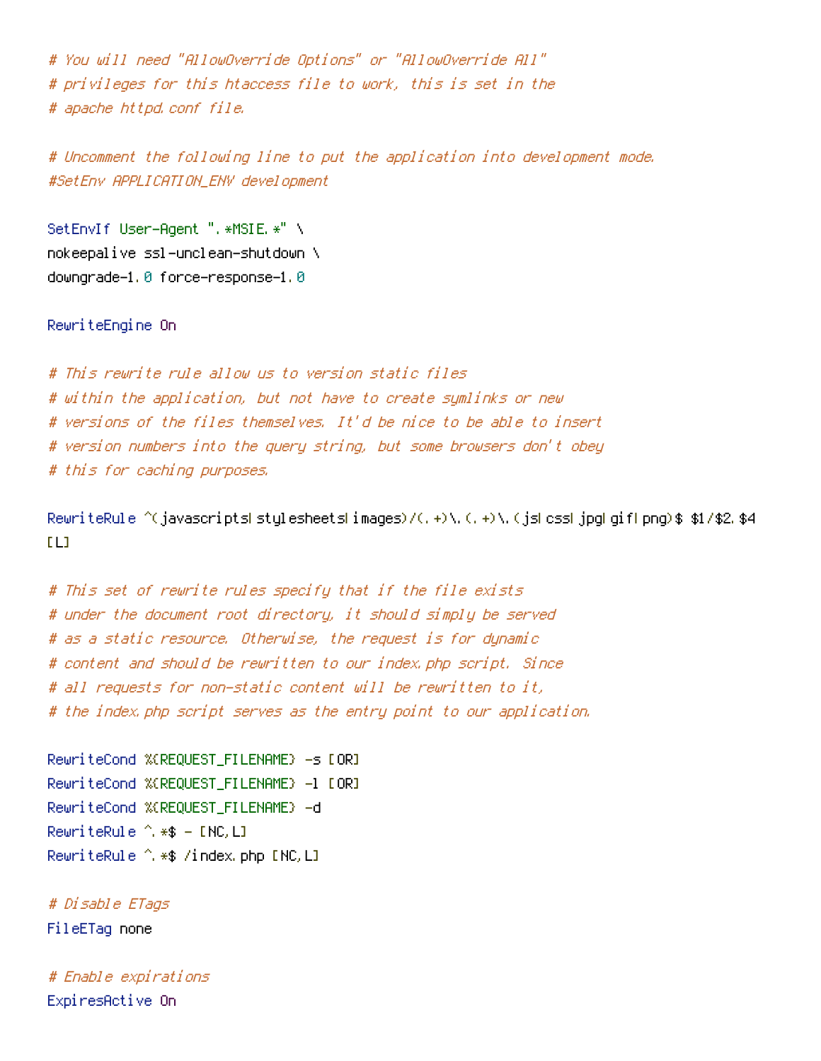```
# You will need "AllowOverride Options" or "AllowOverride All"
# privileges for this htaccess file to work, this is set in the
# apache httpd.conf file.

# Uncomment the following line to put the application into development mode.
#SetEnv APPLICATION_ENV development

SetEnvIf User-Agent ".*MSIE.*" \
nokeepalive ssl-unclean-shutdown \
downgrade-1.0 force-response-1.0

RewriteEngine On

# This rewrite rule allow us to version static files
# within the application, but not have to create symlinks or new
# versions of the files themselves. It'd be nice to be able to insert
# version numbers into the query string, but some browsers don't obey
# this for caching purposes.

RewriteRule ^(javascripts|stylesheets|images)/(.+)\.(.+)\.(js|css|jpg|gif|png)$ $1/$2.$4
[L]

# This set of rewrite rules specify that if the file exists
# under the document root directory, it should simply be served
# as a static resource. Otherwise, the request is for dynamic
# content and should be rewritten to our index.php script. Since
# all requests for non-static content will be rewritten to it,
# the index.php script serves as the entry point to our application.

RewriteCond %{REQUEST_FILENAME} -s [OR]
RewriteCond %{REQUEST_FILENAME} -l [OR]
RewriteCond %{REQUEST_FILENAME} -d
RewriteRule ^.*$ - [NC,L]
RewriteRule ^.*$ /index.php [NC,L]

# Disable ETags
FileETag none

# Enable expirations
ExpiresActive On
```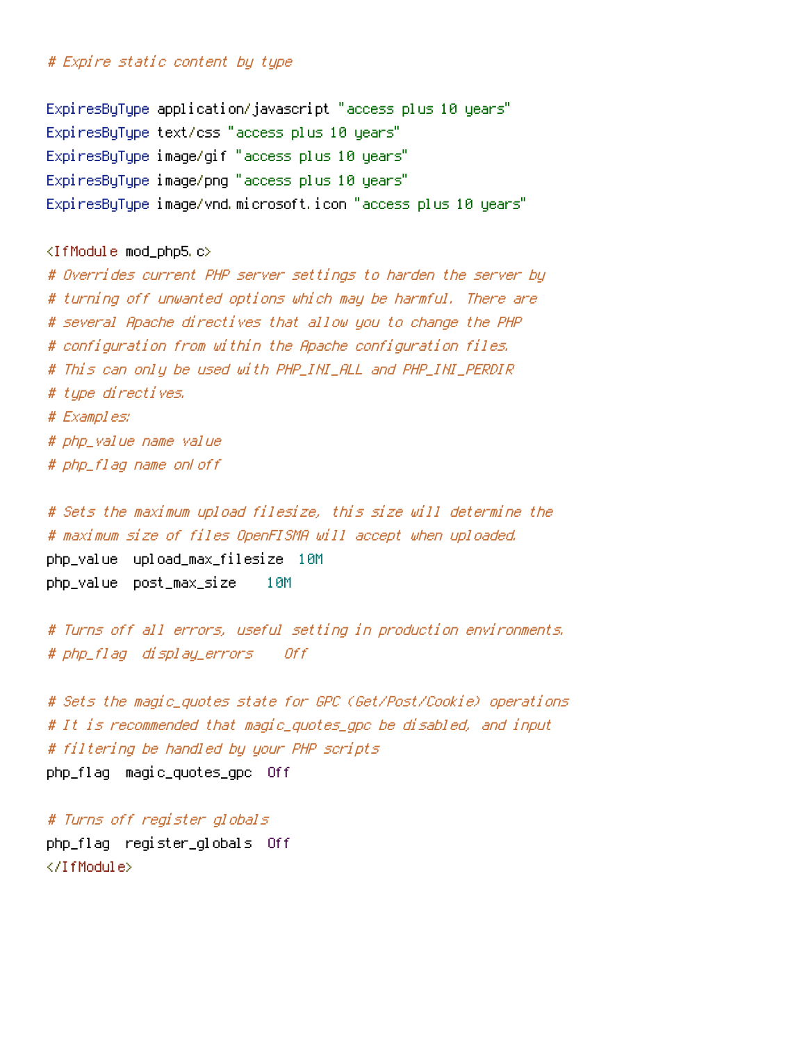```
# Expire static content by type

ExpiresByType application/javascript "access plus 10 years"
ExpiresByType text/css "access plus 10 years"
ExpiresByType image/gif "access plus 10 years"
ExpiresByType image/png "access plus 10 years"
ExpiresByType image/vnd.microsoft.icon "access plus 10 years"

<IfModule mod_php5.c>
# Overrides current PHP server settings to harden the server by
# turning off unwanted options which may be harmful.  There are
# several Apache directives that allow you to change the PHP
# configuration from within the Apache configuration files.
# This can only be used with PHP_INI_ALL and PHP_INI_PERDIR
# type directives.
# Examples:
# php_value name value
# php_flag name on|off

# Sets the maximum upload filesize, this size will determine the
# maximum size of files OpenFISMA will accept when uploaded.
php_value  upload_max_filesize  10M
php_value  post_max_size    10M

# Turns off all errors, useful setting in production environments.
# php_flag  display_errors    Off

# Sets the magic_quotes state for GPC (Get/Post/Cookie) operations
# It is recommended that magic_quotes_gpc be disabled, and input
# filtering be handled by your PHP scripts
php_flag  magic_quotes_gpc  Off

# Turns off register globals
php_flag  register_globals  Off
</IfModule>
```